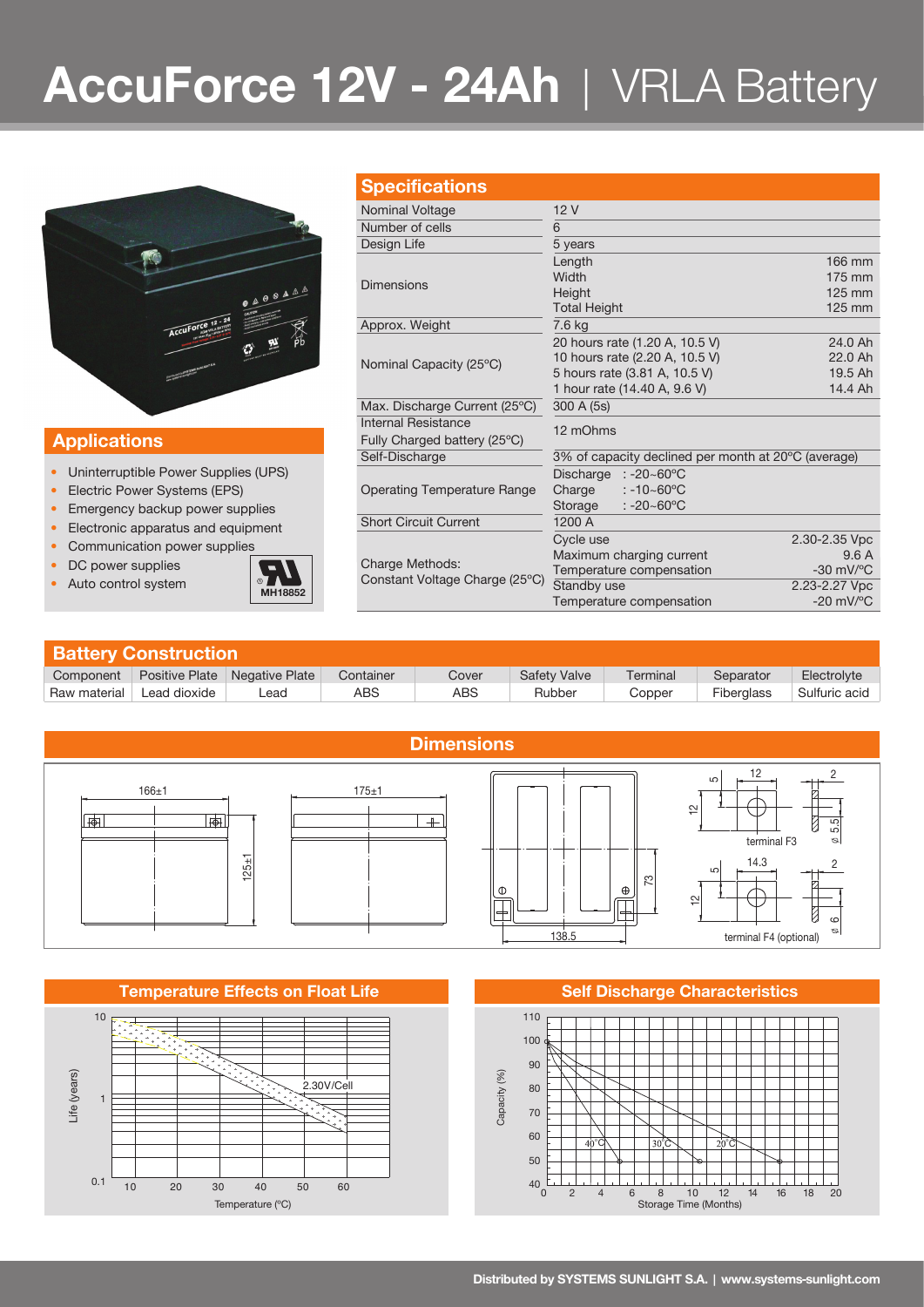# AccuForce 12V - 24Ah | VRLA Battery

## Applications

- Uninterruptible Power Supplies (UPS)
- Electric Power Systems (EPS)
- Emergency backup power supplies
- Electronic apparatus and equipment
- Communication power supplies
- DC power supplies
- Auto control system

MH18852

## Specifications

| | | |
|---|---|---|
| Nominal Voltage | 12 V | |
| Number of cells | 6 | |
| Design Life | 5 years | |
| Dimensions | Length | 166 mm |
| | Width | 175 mm |
| | Height | 125 mm |
| | Total Height | 125 mm |
| Approx. Weight | 7.6 kg | |
| Nominal Capacity (25°C) | 20 hours rate (1.20 A, 10.5 V) | 24.0 Ah |
| | 10 hours rate (2.20 A, 10.5 V) | 22.0 Ah |
| | 5 hours rate (3.81 A, 10.5 V) | 19.5 Ah |
| | 1 hour rate (14.40 A, 9.6 V) | 14.4 Ah |
| Max. Discharge Current (25°C) | 300 A (5s) | |
| Internal Resistance Fully Charged battery (25°C) | 12 mOhms | |
| Self-Discharge | 3% of capacity declined per month at 20°C (average) | |
| Operating Temperature Range | Discharge : -20~60°C | |
| | Charge : -10~60°C | |
| | Storage : -20~60°C | |
| Short Circuit Current | 1200 A | |
| Charge Methods: Constant Voltage Charge (25°C) | Cycle use | 2.30-2.35 Vpc |
| | Maximum charging current | 9.6 A |
| | Temperature compensation | -30 mV/°C |
| | Standby use | 2.23-2.27 Vpc |
| | Temperature compensation | -20 mV/°C |

## Battery Construction

| Component | Positive Plate | Negative Plate | Container | Cover | Safety Valve | Terminal | Separator | Electrolyte |
|---|---|---|---|---|---|---|---|---|
| Raw material | Lead dioxide | Lead | ABS | ABS | Rubber | Copper | Fiberglass | Sulfuric acid |

## Dimensions

166±1 · 175±1 · 125±1 · 138.5 · 73

terminal F3 (12, 5, 12, 2, ⌀ 5.5)

terminal F4 (optional) (14.3, 5, 12, 2, ⌀ 6)

## Temperature Effects on Float Life

Life (years) vs. Temperature (°C) — 2.30V/Cell

## Self Discharge Characteristics

Capacity (%) vs. Storage Time (Months) — 40°C, 30°C, 20°C

Distributed by SYSTEMS SUNLIGHT S.A. | www.systems-sunlight.com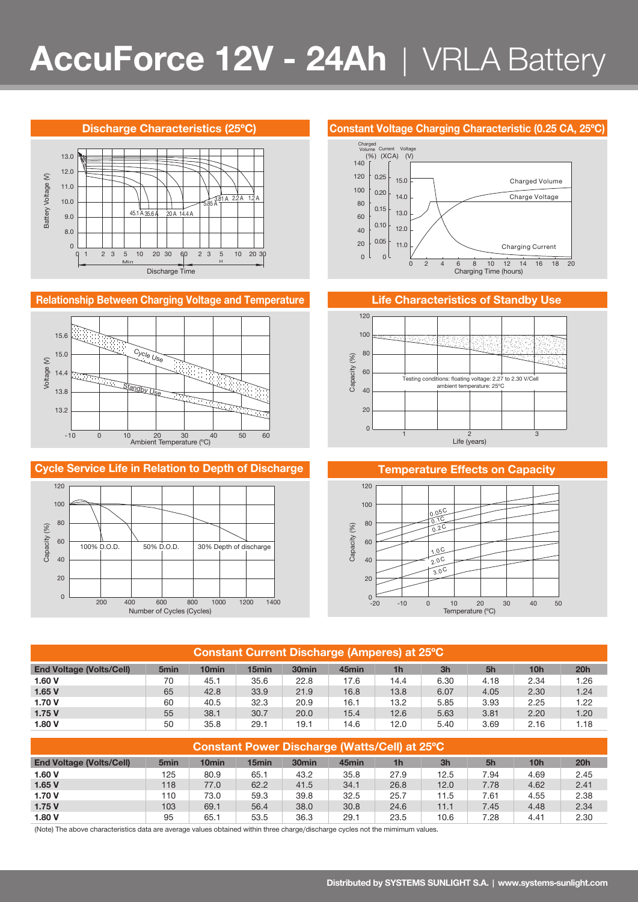# AccuForce 12V - 24Ah | VRLA Battery

## Discharge Characteristics (25°C)

Battery Voltage (V)
13.0
12.0
11.0
10.0
9.0
8.0
0
45.1 A 35.6 A 20 A 14.4 A 5.85 A 3.81 A 2.2 A 1.2 A
0 1 2 3 5 10 20 30 60 2 3 5 10 20 30
Min H
Discharge Time

## Constant Voltage Charging Characteristic (0.25 CA, 25°C)

Charged Volume (%) Current (XCA) Voltage (V)
140 120 100 80 60 40 20 0
0.25 0.20 0.15 0.10 0.05 0
15.0 14.0 13.0 12.0 11.0
Charged Volume
Charge Voltage
Charging Current
0 2 4 6 8 10 12 14 16 18 20
Charging Time (hours)

## Relationship Between Charging Voltage and Temperature

Voltage (V)
15.6
15.0
14.4
13.8
13.2
Cycle Use
Standby Use
-10 0 10 20 30 40 50 60
Ambient Temperature (°C)

## Life Characteristics of Standby Use

Capacity (%)
120 100 80 60 40 20 0
Testing conditions: floating voltage: 2.27 to 2.30 V/Cell
ambient temperature: 25°C
1 2 3
Life (years)

## Cycle Service Life in Relation to Depth of Discharge

Capacity (%)
120 100 80 60 40 20 0
100% D.O.D. 50% D.O.D. 30% Depth of discharge
200 400 600 800 1000 1200 1400
Number of Cycles (Cycles)

## Temperature Effects on Capacity

Capacity (%)
120 100 80 60 40 20 0
0.05C 0.1C 0.2C 1.0C 2.0C 3.0C
-20 -10 0 10 20 30 40 50
Temperature (°C)

## Constant Current Discharge (Amperes) at 25°C

| End Voltage (Volts/Cell) | 5min | 10min | 15min | 30min | 45min | 1h | 3h | 5h | 10h | 20h |
|---|---|---|---|---|---|---|---|---|---|---|
| **1.60 V** | 70 | 45.1 | 35.6 | 22.8 | 17.6 | 14.4 | 6.30 | 4.18 | 2.34 | 1.26 |
| **1.65 V** | 65 | 42.8 | 33.9 | 21.9 | 16.8 | 13.8 | 6.07 | 4.05 | 2.30 | 1.24 |
| **1.70 V** | 60 | 40.5 | 32.3 | 20.9 | 16.1 | 13.2 | 5.85 | 3.93 | 2.25 | 1.22 |
| **1.75 V** | 55 | 38.1 | 30.7 | 20.0 | 15.4 | 12.6 | 5.63 | 3.81 | 2.20 | 1.20 |
| **1.80 V** | 50 | 35.8 | 29.1 | 19.1 | 14.6 | 12.0 | 5.40 | 3.69 | 2.16 | 1.18 |

## Constant Power Discharge (Watts/Cell) at 25°C

| End Voltage (Volts/Cell) | 5min | 10min | 15min | 30min | 45min | 1h | 3h | 5h | 10h | 20h |
|---|---|---|---|---|---|---|---|---|---|---|
| **1.60 V** | 125 | 80.9 | 65.1 | 43.2 | 35.8 | 27.9 | 12.5 | 7.94 | 4.69 | 2.45 |
| **1.65 V** | 118 | 77.0 | 62.2 | 41.5 | 34.1 | 26.8 | 12.0 | 7.78 | 4.62 | 2.41 |
| **1.70 V** | 110 | 73.0 | 59.3 | 39.8 | 32.5 | 25.7 | 11.5 | 7.61 | 4.55 | 2.38 |
| **1.75 V** | 103 | 69.1 | 56.4 | 38.0 | 30.8 | 24.6 | 11.1 | 7.45 | 4.48 | 2.34 |
| **1.80 V** | 95 | 65.1 | 53.5 | 36.3 | 29.1 | 23.5 | 10.6 | 7.28 | 4.41 | 2.30 |

(Note) The above characteristics data are average values obtained within three charge/discharge cycles not the mimimum values.

**Distributed by SYSTEMS SUNLIGHT S.A. | www.systems-sunlight.com**